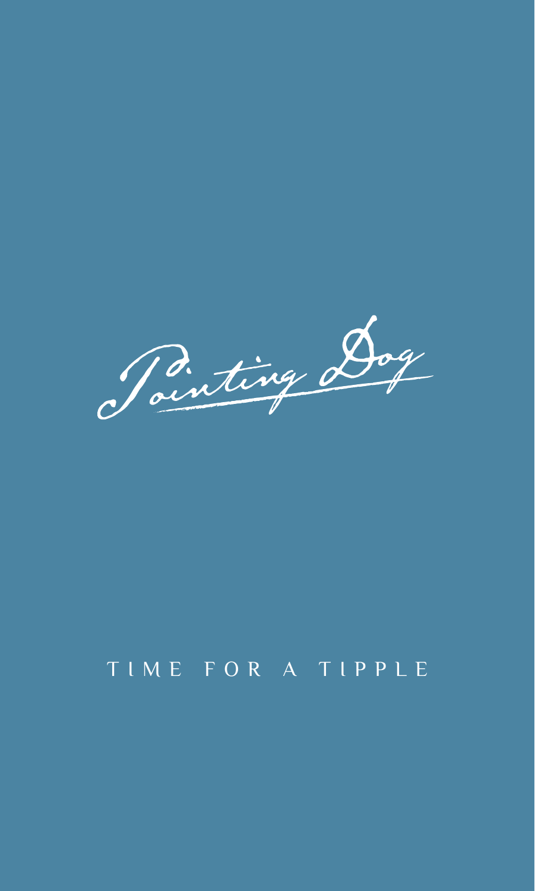# Pointing Dog

TIME FOR A TIPPLE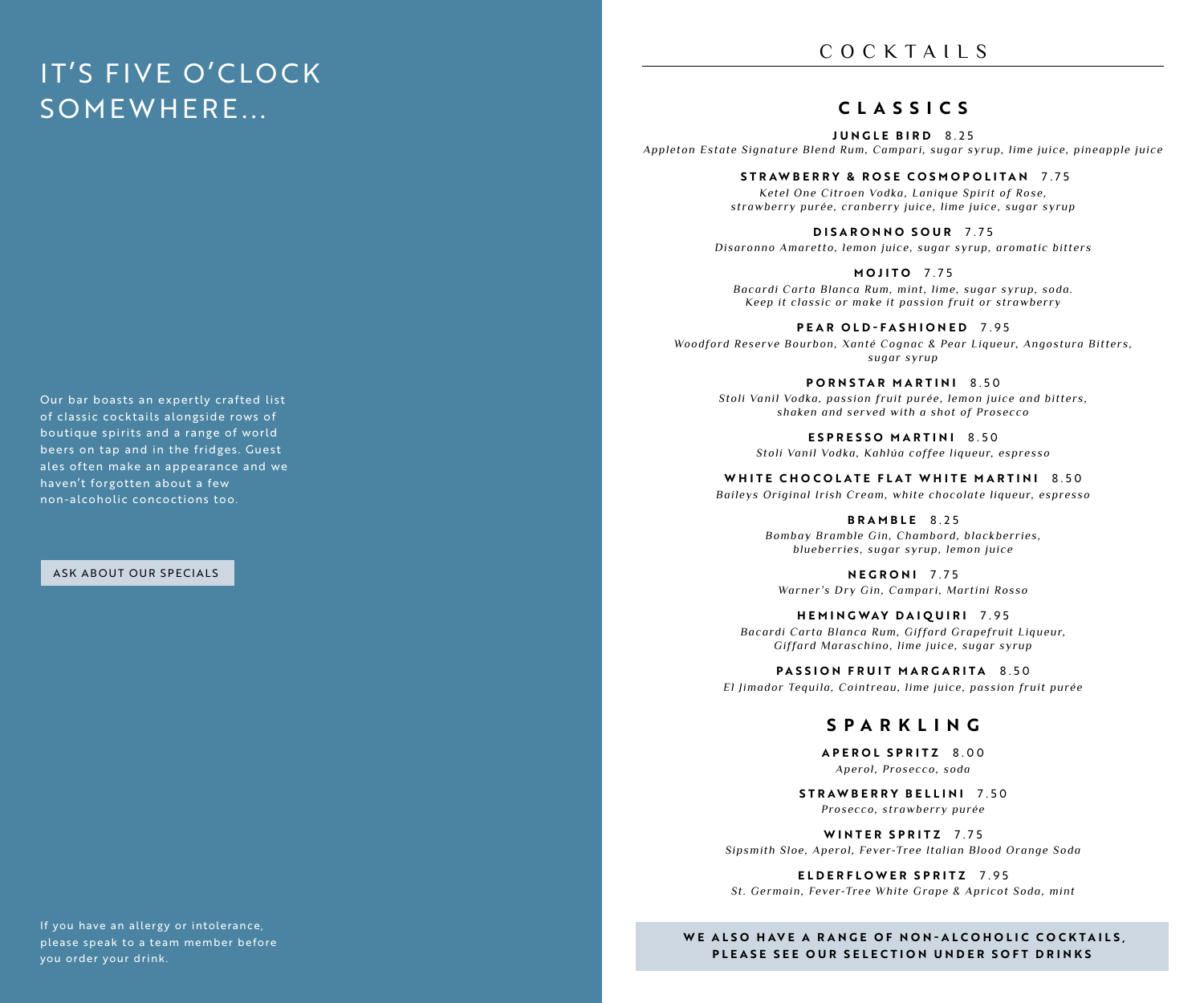# IT'S FIVE O'CLOCK SOMEWHERE...

Our bar boasts an expertly crafted list of classic cocktails alongside rows of boutique spirits and a range of world beers on tap and in the fridges. Guest ales often make an appearance and we haven't forgotten about a few non-alcoholic concoctions too.

ASK ABOUT OUR SPECIALS

If you have an allergy or intolerance, please speak to a team member before you order your drink.

# COCKTAILS

## CLASSICS

**JUNGLE BIRD** 8.25
*Appleton Estate Signature Blend Rum, Campari, sugar syrup, lime juice, pineapple juice*

**STRAWBERRY & ROSE COSMOPOLITAN** 7.75
*Ketel One Citroen Vodka, Lanique Spirit of Rose, strawberry purée, cranberry juice, lime juice, sugar syrup*

**DISARONNO SOUR** 7.75
*Disaronno Amaretto, lemon juice, sugar syrup, aromatic bitters*

**MOJITO** 7.75
*Bacardi Carta Blanca Rum, mint, lime, sugar syrup, soda. Keep it classic or make it passion fruit or strawberry*

**PEAR OLD-FASHIONED** 7.95
*Woodford Reserve Bourbon, Xanté Cognac & Pear Liqueur, Angostura Bitters, sugar syrup*

**PORNSTAR MARTINI** 8.50
*Stoli Vanil Vodka, passion fruit purée, lemon juice and bitters, shaken and served with a shot of Prosecco*

**ESPRESSO MARTINI** 8.50
*Stoli Vanil Vodka, Kahlúa coffee liqueur, espresso*

**WHITE CHOCOLATE FLAT WHITE MARTINI** 8.50
*Baileys Original Irish Cream, white chocolate liqueur, espresso*

**BRAMBLE** 8.25
*Bombay Bramble Gin, Chambord, blackberries, blueberries, sugar syrup, lemon juice*

**NEGRONI** 7.75
*Warner's Dry Gin, Campari, Martini Rosso*

**HEMINGWAY DAIQUIRI** 7.95
*Bacardi Carta Blanca Rum, Giffard Grapefruit Liqueur, Giffard Maraschino, lime juice, sugar syrup*

**PASSION FRUIT MARGARITA** 8.50
*El Jimador Tequila, Cointreau, lime juice, passion fruit purée*

## SPARKLING

**APEROL SPRITZ** 8.00
*Aperol, Prosecco, soda*

**STRAWBERRY BELLINI** 7.50
*Prosecco, strawberry purée*

**WINTER SPRITZ** 7.75
*Sipsmith Sloe, Aperol, Fever-Tree Italian Blood Orange Soda*

**ELDERFLOWER SPRITZ** 7.95
*St. Germain, Fever-Tree White Grape & Apricot Soda, mint*

**WE ALSO HAVE A RANGE OF NON-ALCOHOLIC COCKTAILS, PLEASE SEE OUR SELECTION UNDER SOFT DRINKS**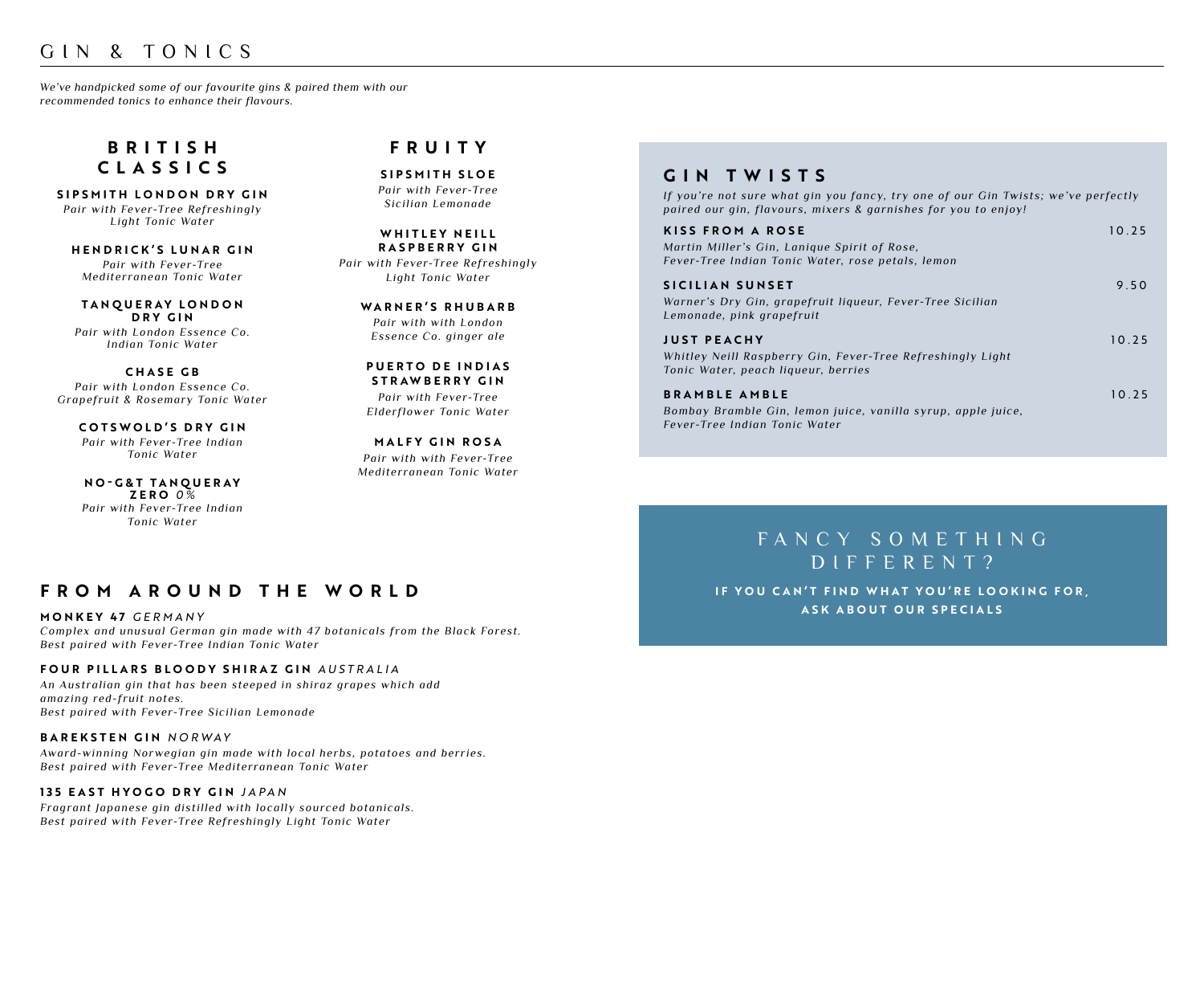# GIN & TONICS

*We've handpicked some of our favourite gins & paired them with our recommended tonics to enhance their flavours.*

## BRITISH CLASSICS

**SIPSMITH LONDON DRY GIN**
*Pair with Fever-Tree Refreshingly Light Tonic Water*

**HENDRICK'S LUNAR GIN**
*Pair with Fever-Tree Mediterranean Tonic Water*

**TANQUERAY LONDON DRY GIN**
*Pair with London Essence Co. Indian Tonic Water*

**CHASE GB**
*Pair with London Essence Co. Grapefruit & Rosemary Tonic Water*

**COTSWOLD'S DRY GIN**
*Pair with Fever-Tree Indian Tonic Water*

**NO-G&T TANQUERAY ZERO** *0%*
*Pair with Fever-Tree Indian Tonic Water*

## FRUITY

**SIPSMITH SLOE**
*Pair with Fever-Tree Sicilian Lemonade*

**WHITLEY NEILL RASPBERRY GIN**
*Pair with Fever-Tree Refreshingly Light Tonic Water*

**WARNER'S RHUBARB**
*Pair with with London Essence Co. ginger ale*

**PUERTO DE INDIAS STRAWBERRY GIN**
*Pair with Fever-Tree Elderflower Tonic Water*

**MALFY GIN ROSA**
*Pair with with Fever-Tree Mediterranean Tonic Water*

## FROM AROUND THE WORLD

**MONKEY 47** *GERMANY*
*Complex and unusual German gin made with 47 botanicals from the Black Forest.*
*Best paired with Fever-Tree Indian Tonic Water*

**FOUR PILLARS BLOODY SHIRAZ GIN** *AUSTRALIA*
*An Australian gin that has been steeped in shiraz grapes which add amazing red-fruit notes.*
*Best paired with Fever-Tree Sicilian Lemonade*

**BAREKSTEN GIN** *NORWAY*
*Award-winning Norwegian gin made with local herbs, potatoes and berries.*
*Best paired with Fever-Tree Mediterranean Tonic Water*

**135 EAST HYOGO DRY GIN** *JAPAN*
*Fragrant Japanese gin distilled with locally sourced botanicals.*
*Best paired with Fever-Tree Refreshingly Light Tonic Water*

## GIN TWISTS

*If you're not sure what gin you fancy, try one of our Gin Twists; we've perfectly paired our gin, flavours, mixers & garnishes for you to enjoy!*

**KISS FROM A ROSE** 10.25
*Martin Miller's Gin, Lanique Spirit of Rose, Fever-Tree Indian Tonic Water, rose petals, lemon*

**SICILIAN SUNSET** 9.50
*Warner's Dry Gin, grapefruit liqueur, Fever-Tree Sicilian Lemonade, pink grapefruit*

**JUST PEACHY** 10.25
*Whitley Neill Raspberry Gin, Fever-Tree Refreshingly Light Tonic Water, peach liqueur, berries*

**BRAMBLE AMBLE** 10.25
*Bombay Bramble Gin, lemon juice, vanilla syrup, apple juice, Fever-Tree Indian Tonic Water*

## FANCY SOMETHING DIFFERENT?

**IF YOU CAN'T FIND WHAT YOU'RE LOOKING FOR, ASK ABOUT OUR SPECIALS**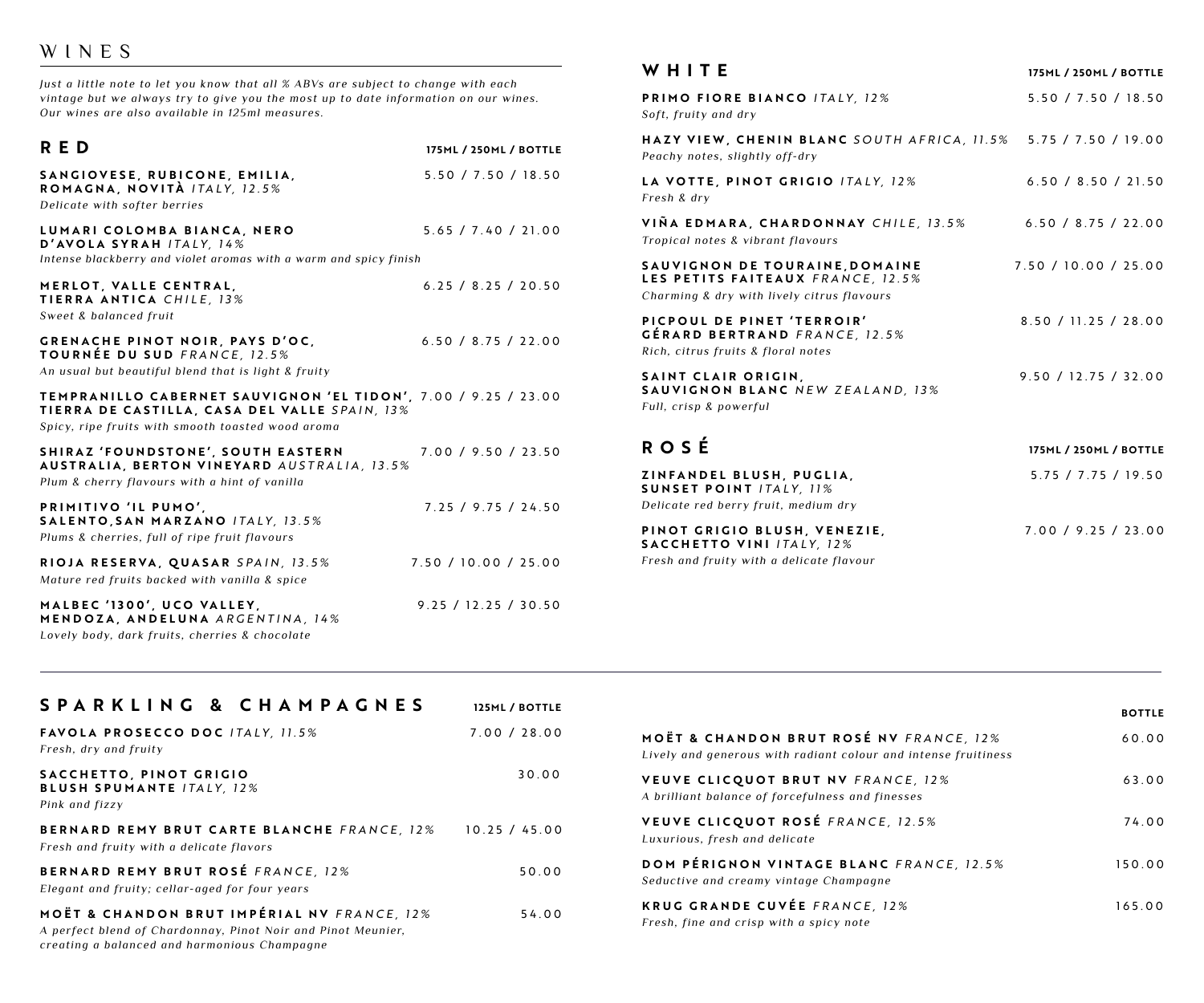# WINES

*Just a little note to let you know that all % ABVs are subject to change with each vintage but we always try to give you the most up to date information on our wines. Our wines are also available in 125ml measures.*

## RED

175ML / 250ML / BOTTLE

**SANGIOVESE, RUBICONE, EMILIA, ROMAGNA, NOVITÀ** *ITALY, 12.5%* — 5.50 / 7.50 / 18.50
*Delicate with softer berries*

**LUMARI COLOMBA BIANCA, NERO D'AVOLA SYRAH** *ITALY, 14%* — 5.65 / 7.40 / 21.00
*Intense blackberry and violet aromas with a warm and spicy finish*

**MERLOT, VALLE CENTRAL, TIERRA ANTICA** *CHILE, 13%* — 6.25 / 8.25 / 20.50
*Sweet & balanced fruit*

**GRENACHE PINOT NOIR, PAYS D'OC, TOURNÉE DU SUD** *FRANCE, 12.5%* — 6.50 / 8.75 / 22.00
*An usual but beautiful blend that is light & fruity*

**TEMPRANILLO CABERNET SAUVIGNON 'EL TIDON', TIERRA DE CASTILLA, CASA DEL VALLE** *SPAIN, 13%* — 7.00 / 9.25 / 23.00
*Spicy, ripe fruits with smooth toasted wood aroma*

**SHIRAZ 'FOUNDSTONE', SOUTH EASTERN AUSTRALIA, BERTON VINEYARD** *AUSTRALIA, 13.5%* — 7.00 / 9.50 / 23.50
*Plum & cherry flavours with a hint of vanilla*

**PRIMITIVO 'IL PUMO', SALENTO,SAN MARZANO** *ITALY, 13.5%* — 7.25 / 9.75 / 24.50
*Plums & cherries, full of ripe fruit flavours*

**RIOJA RESERVA, QUASAR** *SPAIN, 13.5%* — 7.50 / 10.00 / 25.00
*Mature red fruits backed with vanilla & spice*

**MALBEC '1300', UCO VALLEY, MENDOZA, ANDELUNA** *ARGENTINA, 14%* — 9.25 / 12.25 / 30.50
*Lovely body, dark fruits, cherries & chocolate*

## WHITE

175ML / 250ML / BOTTLE

**PRIMO FIORE BIANCO** *ITALY, 12%* — 5.50 / 7.50 / 18.50
*Soft, fruity and dry*

**HAZY VIEW, CHENIN BLANC** *SOUTH AFRICA, 11.5%* — 5.75 / 7.50 / 19.00
*Peachy notes, slightly off-dry*

**LA VOTTE, PINOT GRIGIO** *ITALY, 12%* — 6.50 / 8.50 / 21.50
*Fresh & dry*

**VIÑA EDMARA, CHARDONNAY** *CHILE, 13.5%* — 6.50 / 8.75 / 22.00
*Tropical notes & vibrant flavours*

**SAUVIGNON DE TOURAINE,DOMAINE LES PETITS FAITEAUX** *FRANCE, 12.5%* — 7.50 / 10.00 / 25.00
*Charming & dry with lively citrus flavours*

**PICPOUL DE PINET 'TERROIR' GÉRARD BERTRAND** *FRANCE, 12.5%* — 8.50 / 11.25 / 28.00
*Rich, citrus fruits & floral notes*

**SAINT CLAIR ORIGIN, SAUVIGNON BLANC** *NEW ZEALAND, 13%* — 9.50 / 12.75 / 32.00
*Full, crisp & powerful*

## ROSÉ

175ML / 250ML / BOTTLE

**ZINFANDEL BLUSH, PUGLIA, SUNSET POINT** *ITALY, 11%* — 5.75 / 7.75 / 19.50
*Delicate red berry fruit, medium dry*

**PINOT GRIGIO BLUSH, VENEZIE, SACCHETTO VINI** *ITALY, 12%* — 7.00 / 9.25 / 23.00
*Fresh and fruity with a delicate flavour*

## SPARKLING & CHAMPAGNES

125ML / BOTTLE

**FAVOLA PROSECCO DOC** *ITALY, 11.5%* — 7.00 / 28.00
*Fresh, dry and fruity*

**SACCHETTO, PINOT GRIGIO BLUSH SPUMANTE** *ITALY, 12%* — 30.00
*Pink and fizzy*

**BERNARD REMY BRUT CARTE BLANCHE** *FRANCE, 12%* — 10.25 / 45.00
*Fresh and fruity with a delicate flavors*

**BERNARD REMY BRUT ROSÉ** *FRANCE, 12%* — 50.00
*Elegant and fruity; cellar-aged for four years*

**MOËT & CHANDON BRUT IMPÉRIAL NV** *FRANCE, 12%* — 54.00
*A perfect blend of Chardonnay, Pinot Noir and Pinot Meunier, creating a balanced and harmonious Champagne*

BOTTLE

**MOËT & CHANDON BRUT ROSÉ NV** *FRANCE, 12%* — 60.00
*Lively and generous with radiant colour and intense fruitiness*

**VEUVE CLICQUOT BRUT NV** *FRANCE, 12%* — 63.00
*A brilliant balance of forcefulness and finesses*

**VEUVE CLICQUOT ROSÉ** *FRANCE, 12.5%* — 74.00
*Luxurious, fresh and delicate*

**DOM PÉRIGNON VINTAGE BLANC** *FRANCE, 12.5%* — 150.00
*Seductive and creamy vintage Champagne*

**KRUG GRANDE CUVÉE** *FRANCE, 12%* — 165.00
*Fresh, fine and crisp with a spicy note*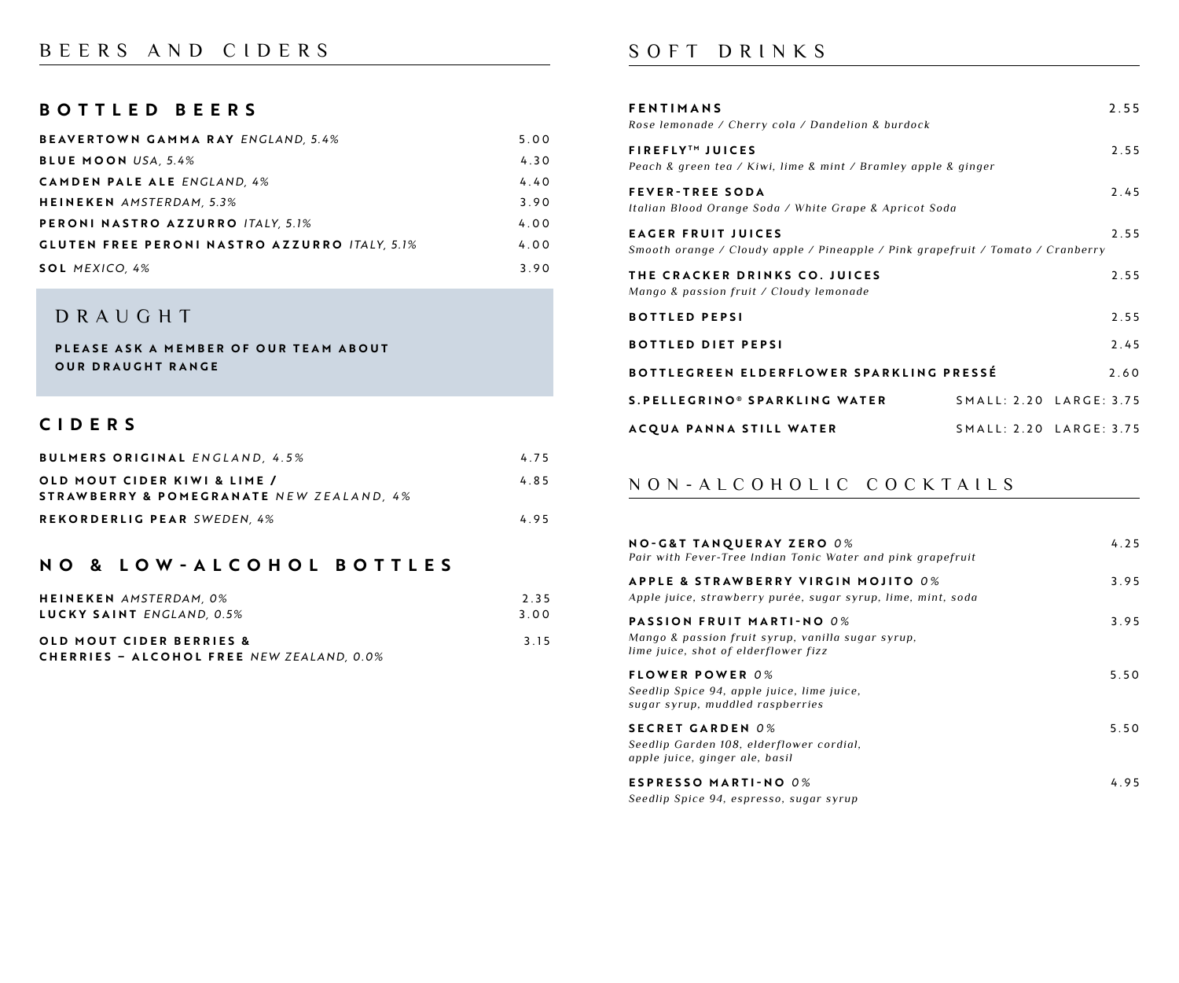# BEERS AND CIDERS

## BOTTLED BEERS

| | |
|---|---|
| **BEAVERTOWN GAMMA RAY** *ENGLAND, 5.4%* | 5.00 |
| **BLUE MOON** *USA, 5.4%* | 4.30 |
| **CAMDEN PALE ALE** *ENGLAND, 4%* | 4.40 |
| **HEINEKEN** *AMSTERDAM, 5.3%* | 3.90 |
| **PERONI NASTRO AZZURRO** *ITALY, 5.1%* | 4.00 |
| **GLUTEN FREE PERONI NASTRO AZZURRO** *ITALY, 5.1%* | 4.00 |
| **SOL** *MEXICO, 4%* | 3.90 |

## DRAUGHT

**PLEASE ASK A MEMBER OF OUR TEAM ABOUT OUR DRAUGHT RANGE**

## CIDERS

| | |
|---|---|
| **BULMERS ORIGINAL** *ENGLAND, 4.5%* | 4.75 |
| **OLD MOUT CIDER KIWI & LIME / STRAWBERRY & POMEGRANATE** *NEW ZEALAND, 4%* | 4.85 |
| **REKORDERLIG PEAR** *SWEDEN, 4%* | 4.95 |

## NO & LOW-ALCOHOL BOTTLES

| | |
|---|---|
| **HEINEKEN** *AMSTERDAM, 0%* | 2.35 |
| **LUCKY SAINT** *ENGLAND, 0.5%* | 3.00 |
| **OLD MOUT CIDER BERRIES & CHERRIES – ALCOHOL FREE** *NEW ZEALAND, 0.0%* | 3.15 |

# SOFT DRINKS

**FENTIMANS** 2.55
*Rose lemonade / Cherry cola / Dandelion & burdock*

**FIREFLY™ JUICES** 2.55
*Peach & green tea / Kiwi, lime & mint / Bramley apple & ginger*

**FEVER-TREE SODA** 2.45
*Italian Blood Orange Soda / White Grape & Apricot Soda*

**EAGER FRUIT JUICES** 2.55
*Smooth orange / Cloudy apple / Pineapple / Pink grapefruit / Tomato / Cranberry*

**THE CRACKER DRINKS CO. JUICES** 2.55
*Mango & passion fruit / Cloudy lemonade*

**BOTTLED PEPSI** 2.55

**BOTTLED DIET PEPSI** 2.45

**BOTTLEGREEN ELDERFLOWER SPARKLING PRESSÉ** 2.60

**S.PELLEGRINO® SPARKLING WATER** SMALL: 2.20 LARGE: 3.75

**ACQUA PANNA STILL WATER** SMALL: 2.20 LARGE: 3.75

# NON-ALCOHOLIC COCKTAILS

**NO-G&T TANQUERAY ZERO** *0%* 4.25
*Pair with Fever-Tree Indian Tonic Water and pink grapefruit*

**APPLE & STRAWBERRY VIRGIN MOJITO** *0%* 3.95
*Apple juice, strawberry purée, sugar syrup, lime, mint, soda*

**PASSION FRUIT MARTI-NO** *0%* 3.95
*Mango & passion fruit syrup, vanilla sugar syrup, lime juice, shot of elderflower fizz*

**FLOWER POWER** *0%* 5.50
*Seedlip Spice 94, apple juice, lime juice, sugar syrup, muddled raspberries*

**SECRET GARDEN** *0%* 5.50
*Seedlip Garden 108, elderflower cordial, apple juice, ginger ale, basil*

**ESPRESSO MARTI-NO** *0%* 4.95
*Seedlip Spice 94, espresso, sugar syrup*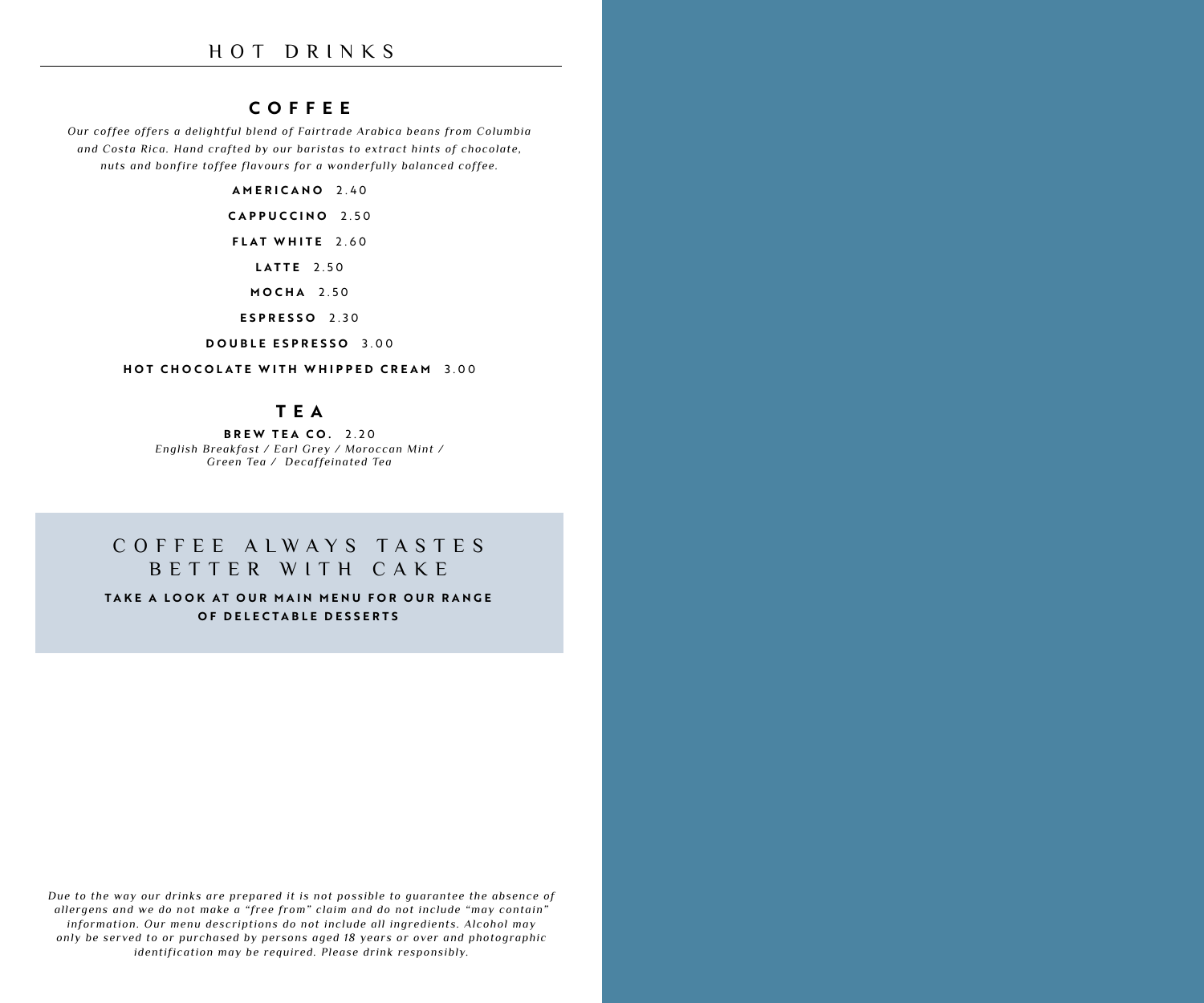# HOT DRINKS

## COFFEE

*Our coffee offers a delightful blend of Fairtrade Arabica beans from Columbia and Costa Rica. Hand crafted by our baristas to extract hints of chocolate, nuts and bonfire toffee flavours for a wonderfully balanced coffee.*

**AMERICANO** 2.40

**CAPPUCCINO** 2.50

**FLAT WHITE** 2.60

**LATTE** 2.50

**MOCHA** 2.50

**ESPRESSO** 2.30

**DOUBLE ESPRESSO** 3.00

**HOT CHOCOLATE WITH WHIPPED CREAM** 3.00

## TEA

**BREW TEA CO.** 2.20

*English Breakfast / Earl Grey / Moroccan Mint / Green Tea / Decaffeinated Tea*

## COFFEE ALWAYS TASTES BETTER WITH CAKE

**TAKE A LOOK AT OUR MAIN MENU FOR OUR RANGE OF DELECTABLE DESSERTS**

*Due to the way our drinks are prepared it is not possible to guarantee the absence of allergens and we do not make a "free from" claim and do not include "may contain" information. Our menu descriptions do not include all ingredients. Alcohol may only be served to or purchased by persons aged 18 years or over and photographic identification may be required. Please drink responsibly.*